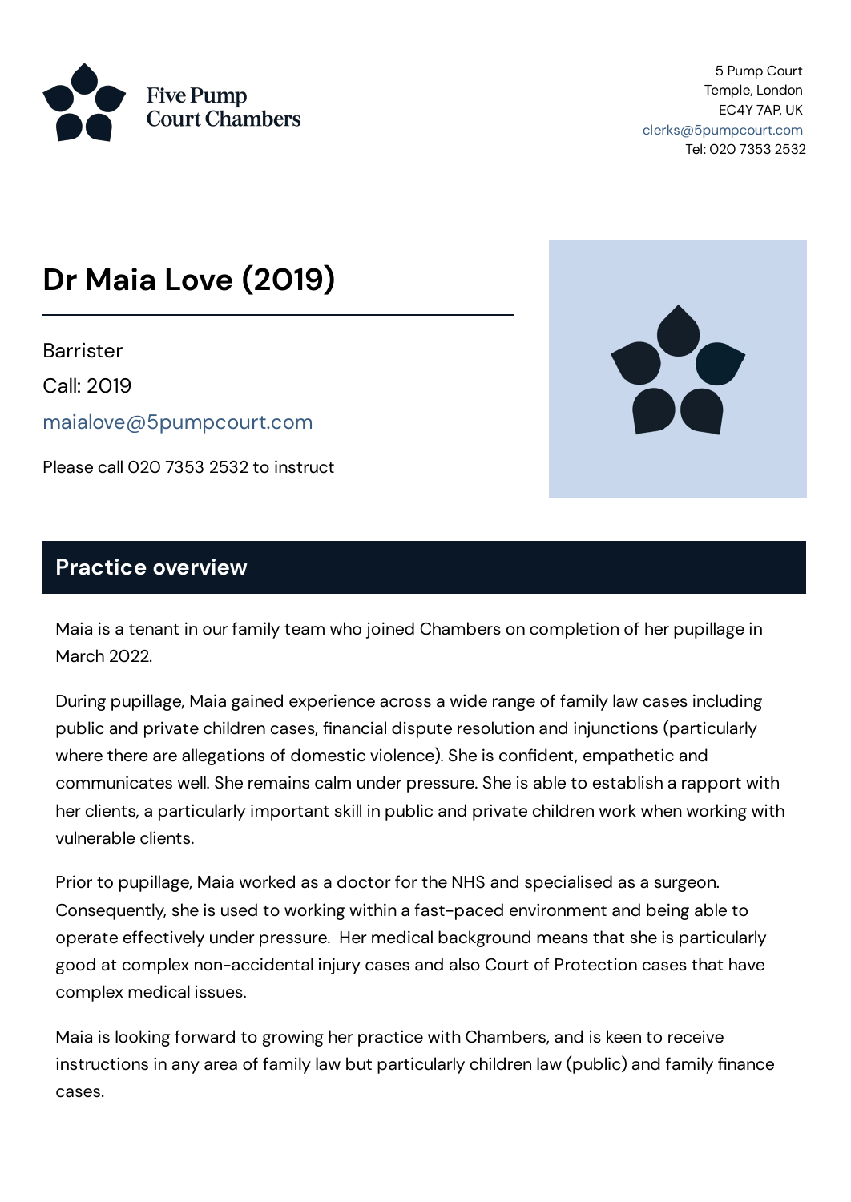Five Pump Court Chambers

5 Pump Court
Temple, London
EC4Y 7AP, UK
clerks@5pumpcourt.com
Tel: 020 7353 2532

# Dr Maia Love (2019)

Barrister

Call: 2019

maialove@5pumpcourt.com

Please call 020 7353 2532 to instruct

## Practice overview

Maia is a tenant in our family team who joined Chambers on completion of her pupillage in March 2022.

During pupillage, Maia gained experience across a wide range of family law cases including public and private children cases, financial dispute resolution and injunctions (particularly where there are allegations of domestic violence). She is confident, empathetic and communicates well. She remains calm under pressure. She is able to establish a rapport with her clients, a particularly important skill in public and private children work when working with vulnerable clients.

Prior to pupillage, Maia worked as a doctor for the NHS and specialised as a surgeon. Consequently, she is used to working within a fast-paced environment and being able to operate effectively under pressure. Her medical background means that she is particularly good at complex non-accidental injury cases and also Court of Protection cases that have complex medical issues.

Maia is looking forward to growing her practice with Chambers, and is keen to receive instructions in any area of family law but particularly children law (public) and family finance cases.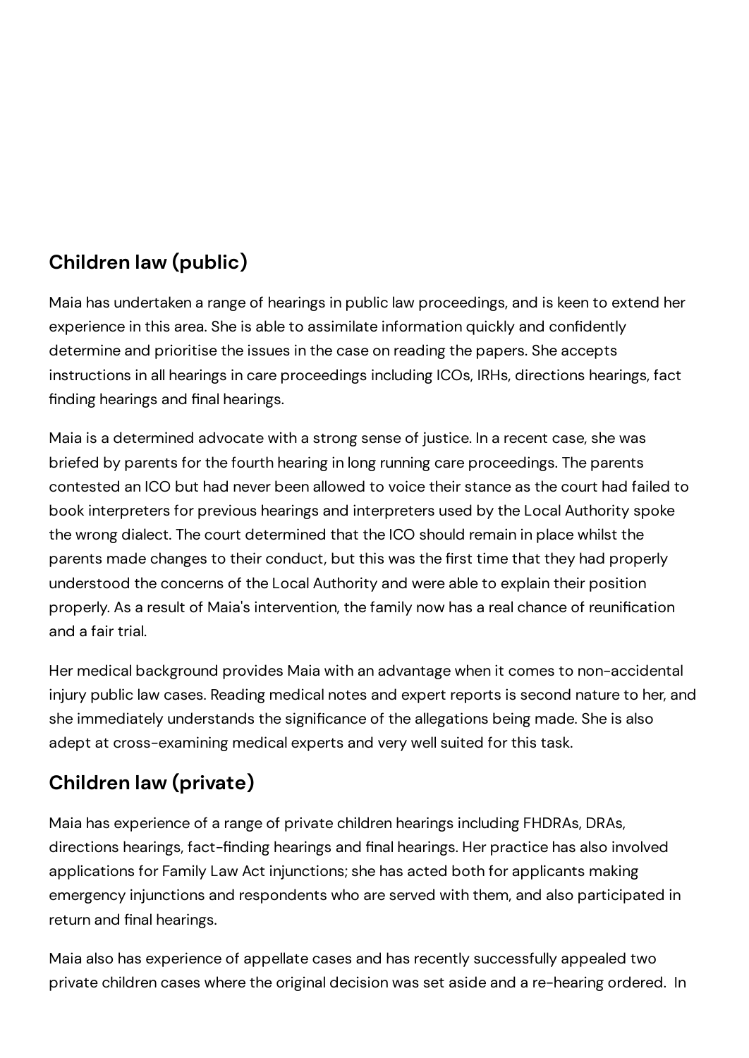## Children law (public)

Maia has undertaken a range of hearings in public law proceedings, and is keen to extend her experience in this area. She is able to assimilate information quickly and confidently determine and prioritise the issues in the case on reading the papers. She accepts instructions in all hearings in care proceedings including ICOs, IRHs, directions hearings, fact finding hearings and final hearings.

Maia is a determined advocate with a strong sense of justice. In a recent case, she was briefed by parents for the fourth hearing in long running care proceedings. The parents contested an ICO but had never been allowed to voice their stance as the court had failed to book interpreters for previous hearings and interpreters used by the Local Authority spoke the wrong dialect. The court determined that the ICO should remain in place whilst the parents made changes to their conduct, but this was the first time that they had properly understood the concerns of the Local Authority and were able to explain their position properly. As a result of Maia's intervention, the family now has a real chance of reunification and a fair trial.

Her medical background provides Maia with an advantage when it comes to non-accidental injury public law cases. Reading medical notes and expert reports is second nature to her, and she immediately understands the significance of the allegations being made. She is also adept at cross-examining medical experts and very well suited for this task.

## Children law (private)

Maia has experience of a range of private children hearings including FHDRAs, DRAs, directions hearings, fact-finding hearings and final hearings. Her practice has also involved applications for Family Law Act injunctions; she has acted both for applicants making emergency injunctions and respondents who are served with them, and also participated in return and final hearings.

Maia also has experience of appellate cases and has recently successfully appealed two private children cases where the original decision was set aside and a re-hearing ordered. In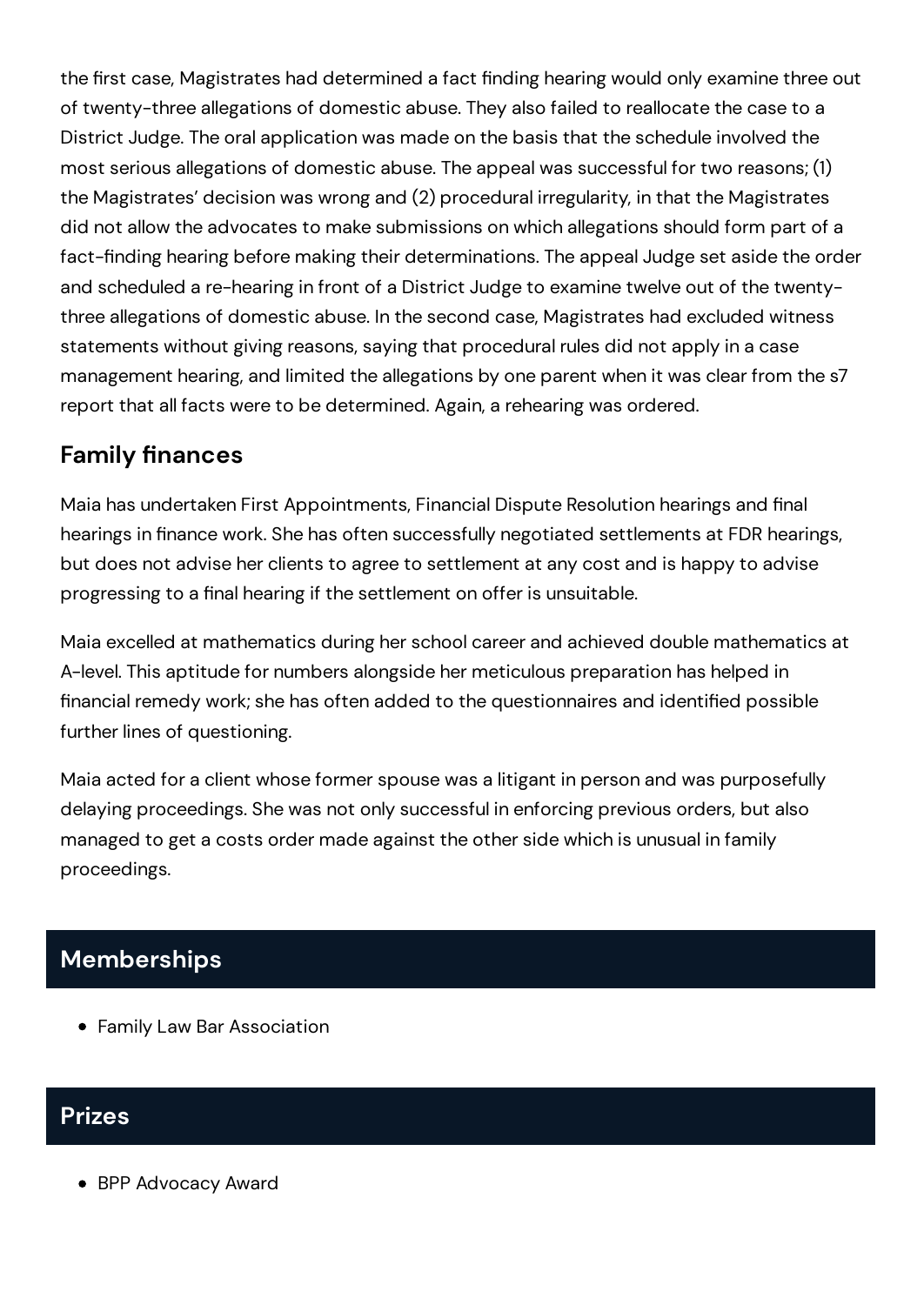the first case, Magistrates had determined a fact finding hearing would only examine three out of twenty-three allegations of domestic abuse. They also failed to reallocate the case to a District Judge. The oral application was made on the basis that the schedule involved the most serious allegations of domestic abuse. The appeal was successful for two reasons; (1) the Magistrates' decision was wrong and (2) procedural irregularity, in that the Magistrates did not allow the advocates to make submissions on which allegations should form part of a fact-finding hearing before making their determinations. The appeal Judge set aside the order and scheduled a re-hearing in front of a District Judge to examine twelve out of the twenty-three allegations of domestic abuse. In the second case, Magistrates had excluded witness statements without giving reasons, saying that procedural rules did not apply in a case management hearing, and limited the allegations by one parent when it was clear from the s7 report that all facts were to be determined. Again, a rehearing was ordered.

### Family finances

Maia has undertaken First Appointments, Financial Dispute Resolution hearings and final hearings in finance work. She has often successfully negotiated settlements at FDR hearings, but does not advise her clients to agree to settlement at any cost and is happy to advise progressing to a final hearing if the settlement on offer is unsuitable.

Maia excelled at mathematics during her school career and achieved double mathematics at A-level. This aptitude for numbers alongside her meticulous preparation has helped in financial remedy work; she has often added to the questionnaires and identified possible further lines of questioning.

Maia acted for a client whose former spouse was a litigant in person and was purposefully delaying proceedings. She was not only successful in enforcing previous orders, but also managed to get a costs order made against the other side which is unusual in family proceedings.

## Memberships

- Family Law Bar Association

## Prizes

- BPP Advocacy Award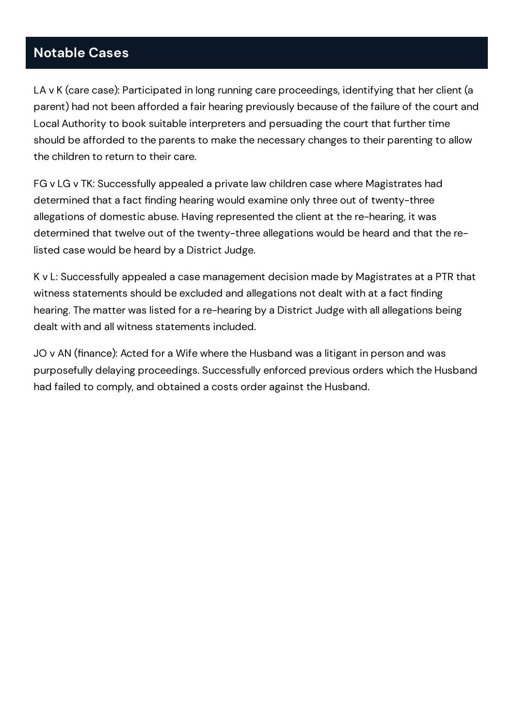## Notable Cases

LA v K (care case): Participated in long running care proceedings, identifying that her client (a parent) had not been afforded a fair hearing previously because of the failure of the court and Local Authority to book suitable interpreters and persuading the court that further time should be afforded to the parents to make the necessary changes to their parenting to allow the children to return to their care.

FG v LG v TK: Successfully appealed a private law children case where Magistrates had determined that a fact finding hearing would examine only three out of twenty-three allegations of domestic abuse. Having represented the client at the re-hearing, it was determined that twelve out of the twenty-three allegations would be heard and that the re-listed case would be heard by a District Judge.

K v L: Successfully appealed a case management decision made by Magistrates at a PTR that witness statements should be excluded and allegations not dealt with at a fact finding hearing. The matter was listed for a re-hearing by a District Judge with all allegations being dealt with and all witness statements included.

JO v AN (finance): Acted for a Wife where the Husband was a litigant in person and was purposefully delaying proceedings. Successfully enforced previous orders which the Husband had failed to comply, and obtained a costs order against the Husband.